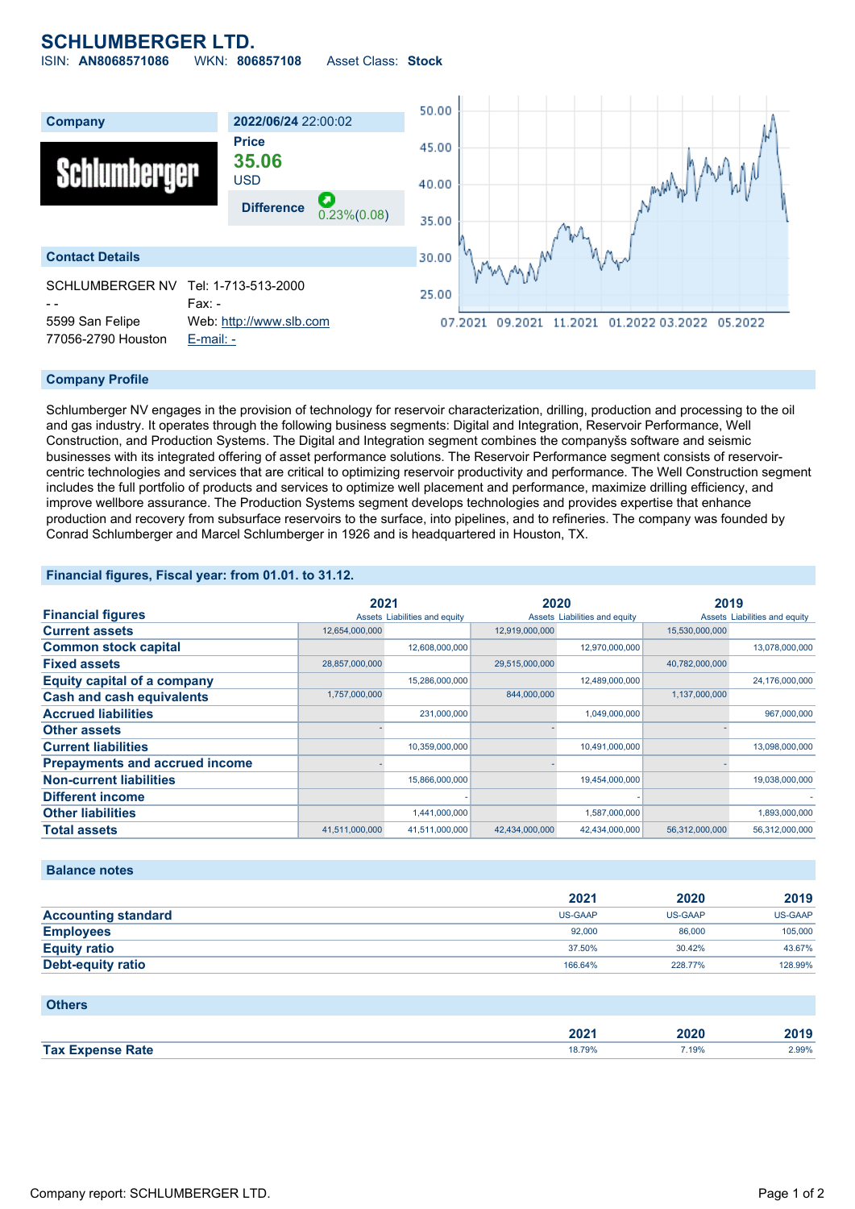# SCHLUMBERGER LTD.

ISIN: **AN8068571086** WKN: **806857108** Asset Class: **Stock**

| Company | 2022/06/24 22:00:02 |
|---|---|
| Schlumberger | Price **35.06** USD |
| | Difference 0.23%(0.08) |

## Contact Details

SCHLUMBERGER NV
- -
5599 San Felipe
77056-2790 Houston

Tel: 1-713-513-2000
Fax: -
Web: http://www.slb.com
E-mail: -

## Company Profile

Schlumberger NV engages in the provision of technology for reservoir characterization, drilling, production and processing to the oil and gas industry. It operates through the following business segments: Digital and Integration, Reservoir Performance, Well Construction, and Production Systems. The Digital and Integration segment combines the companyšs software and seismic businesses with its integrated offering of asset performance solutions. The Reservoir Performance segment consists of reservoir-centric technologies and services that are critical to optimizing reservoir productivity and performance. The Well Construction segment includes the full portfolio of products and services to optimize well placement and performance, maximize drilling efficiency, and improve wellbore assurance. The Production Systems segment develops technologies and provides expertise that enhance production and recovery from subsurface reservoirs to the surface, into pipelines, and to refineries. The company was founded by Conrad Schlumberger and Marcel Schlumberger in 1926 and is headquartered in Houston, TX.

## Financial figures, Fiscal year: from 01.01. to 31.12.

| Financial figures | 2021 | | 2020 | | 2019 | |
|---|---|---|---|---|---|---|
| | Assets | Liabilities and equity | Assets | Liabilities and equity | Assets | Liabilities and equity |
| Current assets | 12,654,000,000 | | 12,919,000,000 | | 15,530,000,000 | |
| Common stock capital | | 12,608,000,000 | | 12,970,000,000 | | 13,078,000,000 |
| Fixed assets | 28,857,000,000 | | 29,515,000,000 | | 40,782,000,000 | |
| Equity capital of a company | | 15,286,000,000 | | 12,489,000,000 | | 24,176,000,000 |
| Cash and cash equivalents | 1,757,000,000 | | 844,000,000 | | 1,137,000,000 | |
| Accrued liabilities | | 231,000,000 | | 1,049,000,000 | | 967,000,000 |
| Other assets | - | | - | | - | |
| Current liabilities | | 10,359,000,000 | | 10,491,000,000 | | 13,098,000,000 |
| Prepayments and accrued income | - | | - | | - | |
| Non-current liabilities | | 15,866,000,000 | | 19,454,000,000 | | 19,038,000,000 |
| Different income | | - | | - | | - |
| Other liabilities | | 1,441,000,000 | | 1,587,000,000 | | 1,893,000,000 |
| Total assets | 41,511,000,000 | 41,511,000,000 | 42,434,000,000 | 42,434,000,000 | 56,312,000,000 | 56,312,000,000 |

## Balance notes

| | 2021 | 2020 | 2019 |
|---|---|---|---|
| Accounting standard | US-GAAP | US-GAAP | US-GAAP |
| Employees | 92,000 | 86,000 | 105,000 |
| Equity ratio | 37.50% | 30.42% | 43.67% |
| Debt-equity ratio | 166.64% | 228.77% | 128.99% |

## Others

| | 2021 | 2020 | 2019 |
|---|---|---|---|
| Tax Expense Rate | 18.79% | 7.19% | 2.99% |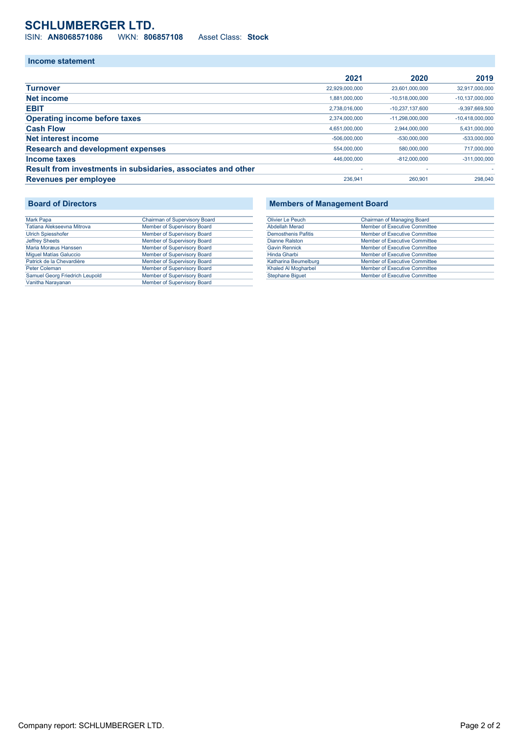# SCHLUMBERGER LTD.

ISIN: **AN8068571086** WKN: **806857108** Asset Class: **Stock**

## Income statement

| | 2021 | 2020 | 2019 |
|---|---|---|---|
| **Turnover** | 22,929,000,000 | 23,601,000,000 | 32,917,000,000 |
| **Net income** | 1,881,000,000 | -10,518,000,000 | -10,137,000,000 |
| **EBIT** | 2,738,016,000 | -10,237,137,600 | -9,397,669,500 |
| **Operating income before taxes** | 2,374,000,000 | -11,298,000,000 | -10,418,000,000 |
| **Cash Flow** | 4,651,000,000 | 2,944,000,000 | 5,431,000,000 |
| **Net interest income** | -506,000,000 | -530,000,000 | -533,000,000 |
| **Research and development expenses** | 554,000,000 | 580,000,000 | 717,000,000 |
| **Income taxes** | 446,000,000 | -812,000,000 | -311,000,000 |
| **Result from investments in subsidaries, associates and other** | - | - | - |
| **Revenues per employee** | 236,941 | 260,901 | 298,040 |

## Board of Directors

| | |
|---|---|
| Mark Papa | Chairman of Supervisory Board |
| Tatiana Alekseevna Mitrova | Member of Supervisory Board |
| Ulrich Spiesshofer | Member of Supervisory Board |
| Jeffrey Sheets | Member of Supervisory Board |
| Maria Moræus Hanssen | Member of Supervisory Board |
| Miguel Matías Galuccio | Member of Supervisory Board |
| Patrick de la Chevardière | Member of Supervisory Board |
| Peter Coleman | Member of Supervisory Board |
| Samuel Georg Friedrich Leupold | Member of Supervisory Board |
| Vanitha Narayanan | Member of Supervisory Board |

## Members of Management Board

| | |
|---|---|
| Olivier Le Peuch | Chairman of Managing Board |
| Abdellah Merad | Member of Executive Committee |
| Demosthenis Pafitis | Member of Executive Committee |
| Dianne Ralston | Member of Executive Committee |
| Gavin Rennick | Member of Executive Committee |
| Hinda Gharbi | Member of Executive Committee |
| Katharina Beumelburg | Member of Executive Committee |
| Khaled Al Mogharbel | Member of Executive Committee |
| Stephane Biguet | Member of Executive Committee |